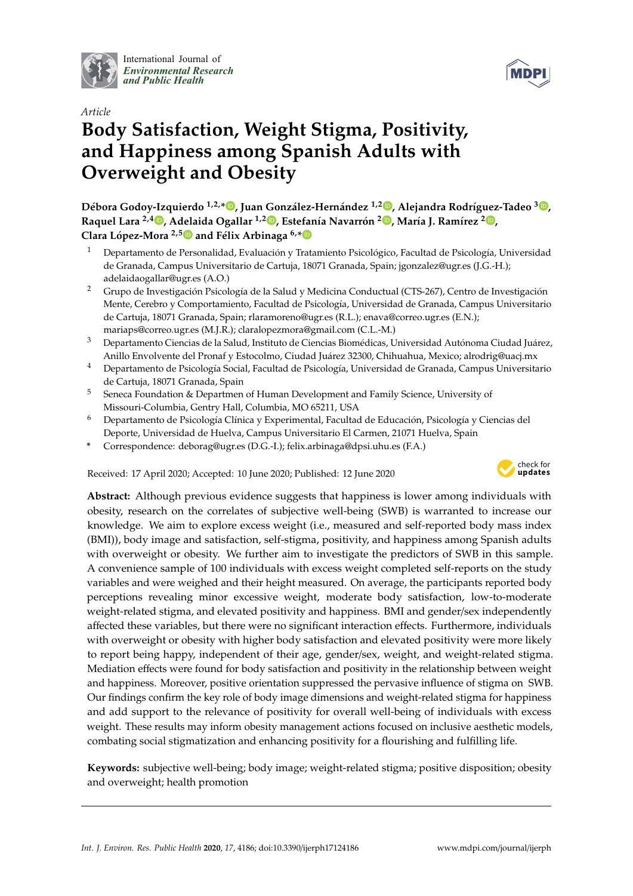International Journal of *Environmental Research and Public Health*

*Article*

# Body Satisfaction, Weight Stigma, Positivity, and Happiness among Spanish Adults with Overweight and Obesity

**Débora Godoy-Izquierdo [1,2,*], Juan González-Hernández [1,2], Alejandra Rodríguez-Tadeo [3], Raquel Lara [2,4], Adelaida Ogallar [1,2], Estefanía Navarrón [2], María J. Ramírez [2], Clara López-Mora [2,5] and Félix Arbinaga [6,*]**

1. Departamento de Personalidad, Evaluación y Tratamiento Psicológico, Facultad de Psicología, Universidad de Granada, Campus Universitario de Cartuja, 18071 Granada, Spain; jgonzalez@ugr.es (J.G.-H.); adelaidaogallar@ugr.es (A.O.)
2. Grupo de Investigación Psicología de la Salud y Medicina Conductual (CTS-267), Centro de Investigación Mente, Cerebro y Comportamiento, Facultad de Psicología, Universidad de Granada, Campus Universitario de Cartuja, 18071 Granada, Spain; rlaramoreno@ugr.es (R.L.); enava@correo.ugr.es (E.N.); mariaps@correo.ugr.es (M.J.R.); claralopezmora@gmail.com (C.L.-M.)
3. Departamento Ciencias de la Salud, Instituto de Ciencias Biomédicas, Universidad Autónoma Ciudad Juárez, Anillo Envolvente del Pronaf y Estocolmo, Ciudad Juárez 32300, Chihuahua, Mexico; alrodrig@uacj.mx
4. Departamento de Psicología Social, Facultad de Psicología, Universidad de Granada, Campus Universitario de Cartuja, 18071 Granada, Spain
5. Seneca Foundation & Departmen of Human Development and Family Science, University of Missouri-Columbia, Gentry Hall, Columbia, MO 65211, USA
6. Departamento de Psicología Clínica y Experimental, Facultad de Educación, Psicología y Ciencias del Deporte, Universidad de Huelva, Campus Universitario El Carmen, 21071 Huelva, Spain

\* Correspondence: deborag@ugr.es (D.G.-I.); felix.arbinaga@dpsi.uhu.es (F.A.)

Received: 17 April 2020; Accepted: 10 June 2020; Published: 12 June 2020

**Abstract:** Although previous evidence suggests that happiness is lower among individuals with obesity, research on the correlates of subjective well-being (SWB) is warranted to increase our knowledge. We aim to explore excess weight (i.e., measured and self-reported body mass index (BMI)), body image and satisfaction, self-stigma, positivity, and happiness among Spanish adults with overweight or obesity. We further aim to investigate the predictors of SWB in this sample. A convenience sample of 100 individuals with excess weight completed self-reports on the study variables and were weighed and their height measured. On average, the participants reported body perceptions revealing minor excessive weight, moderate body satisfaction, low-to-moderate weight-related stigma, and elevated positivity and happiness. BMI and gender/sex independently affected these variables, but there were no significant interaction effects. Furthermore, individuals with overweight or obesity with higher body satisfaction and elevated positivity were more likely to report being happy, independent of their age, gender/sex, weight, and weight-related stigma. Mediation effects were found for body satisfaction and positivity in the relationship between weight and happiness. Moreover, positive orientation suppressed the pervasive influence of stigma on SWB. Our findings confirm the key role of body image dimensions and weight-related stigma for happiness and add support to the relevance of positivity for overall well-being of individuals with excess weight. These results may inform obesity management actions focused on inclusive aesthetic models, combating social stigmatization and enhancing positivity for a flourishing and fulfilling life.

**Keywords:** subjective well-being; body image; weight-related stigma; positive disposition; obesity and overweight; health promotion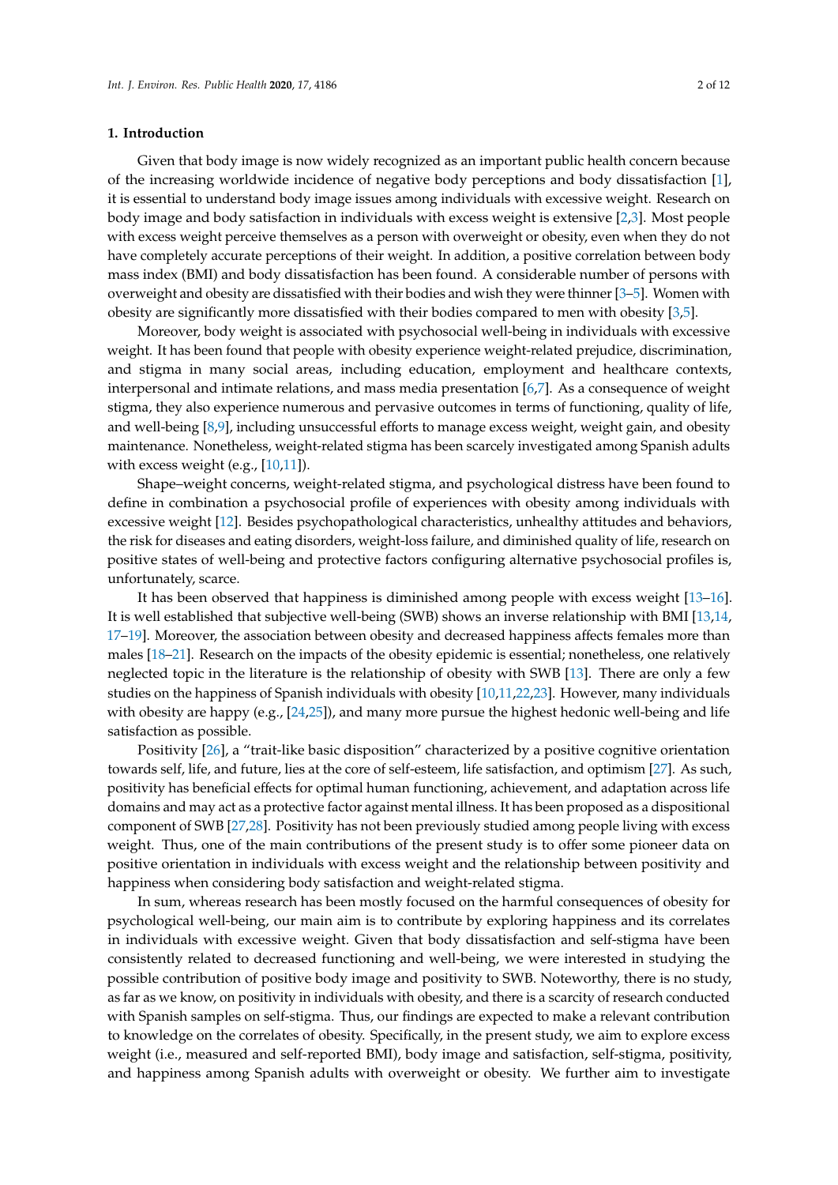## 1. Introduction

Given that body image is now widely recognized as an important public health concern because of the increasing worldwide incidence of negative body perceptions and body dissatisfaction [1], it is essential to understand body image issues among individuals with excessive weight. Research on body image and body satisfaction in individuals with excess weight is extensive [2,3]. Most people with excess weight perceive themselves as a person with overweight or obesity, even when they do not have completely accurate perceptions of their weight. In addition, a positive correlation between body mass index (BMI) and body dissatisfaction has been found. A considerable number of persons with overweight and obesity are dissatisfied with their bodies and wish they were thinner [3–5]. Women with obesity are significantly more dissatisfied with their bodies compared to men with obesity [3,5].

Moreover, body weight is associated with psychosocial well-being in individuals with excessive weight. It has been found that people with obesity experience weight-related prejudice, discrimination, and stigma in many social areas, including education, employment and healthcare contexts, interpersonal and intimate relations, and mass media presentation [6,7]. As a consequence of weight stigma, they also experience numerous and pervasive outcomes in terms of functioning, quality of life, and well-being [8,9], including unsuccessful efforts to manage excess weight, weight gain, and obesity maintenance. Nonetheless, weight-related stigma has been scarcely investigated among Spanish adults with excess weight (e.g., [10,11]).

Shape–weight concerns, weight-related stigma, and psychological distress have been found to define in combination a psychosocial profile of experiences with obesity among individuals with excessive weight [12]. Besides psychopathological characteristics, unhealthy attitudes and behaviors, the risk for diseases and eating disorders, weight-loss failure, and diminished quality of life, research on positive states of well-being and protective factors configuring alternative psychosocial profiles is, unfortunately, scarce.

It has been observed that happiness is diminished among people with excess weight [13–16]. It is well established that subjective well-being (SWB) shows an inverse relationship with BMI [13,14,17–19]. Moreover, the association between obesity and decreased happiness affects females more than males [18–21]. Research on the impacts of the obesity epidemic is essential; nonetheless, one relatively neglected topic in the literature is the relationship of obesity with SWB [13]. There are only a few studies on the happiness of Spanish individuals with obesity [10,11,22,23]. However, many individuals with obesity are happy (e.g., [24,25]), and many more pursue the highest hedonic well-being and life satisfaction as possible.

Positivity [26], a "trait-like basic disposition" characterized by a positive cognitive orientation towards self, life, and future, lies at the core of self-esteem, life satisfaction, and optimism [27]. As such, positivity has beneficial effects for optimal human functioning, achievement, and adaptation across life domains and may act as a protective factor against mental illness. It has been proposed as a dispositional component of SWB [27,28]. Positivity has not been previously studied among people living with excess weight. Thus, one of the main contributions of the present study is to offer some pioneer data on positive orientation in individuals with excess weight and the relationship between positivity and happiness when considering body satisfaction and weight-related stigma.

In sum, whereas research has been mostly focused on the harmful consequences of obesity for psychological well-being, our main aim is to contribute by exploring happiness and its correlates in individuals with excessive weight. Given that body dissatisfaction and self-stigma have been consistently related to decreased functioning and well-being, we were interested in studying the possible contribution of positive body image and positivity to SWB. Noteworthy, there is no study, as far as we know, on positivity in individuals with obesity, and there is a scarcity of research conducted with Spanish samples on self-stigma. Thus, our findings are expected to make a relevant contribution to knowledge on the correlates of obesity. Specifically, in the present study, we aim to explore excess weight (i.e., measured and self-reported BMI), body image and satisfaction, self-stigma, positivity, and happiness among Spanish adults with overweight or obesity. We further aim to investigate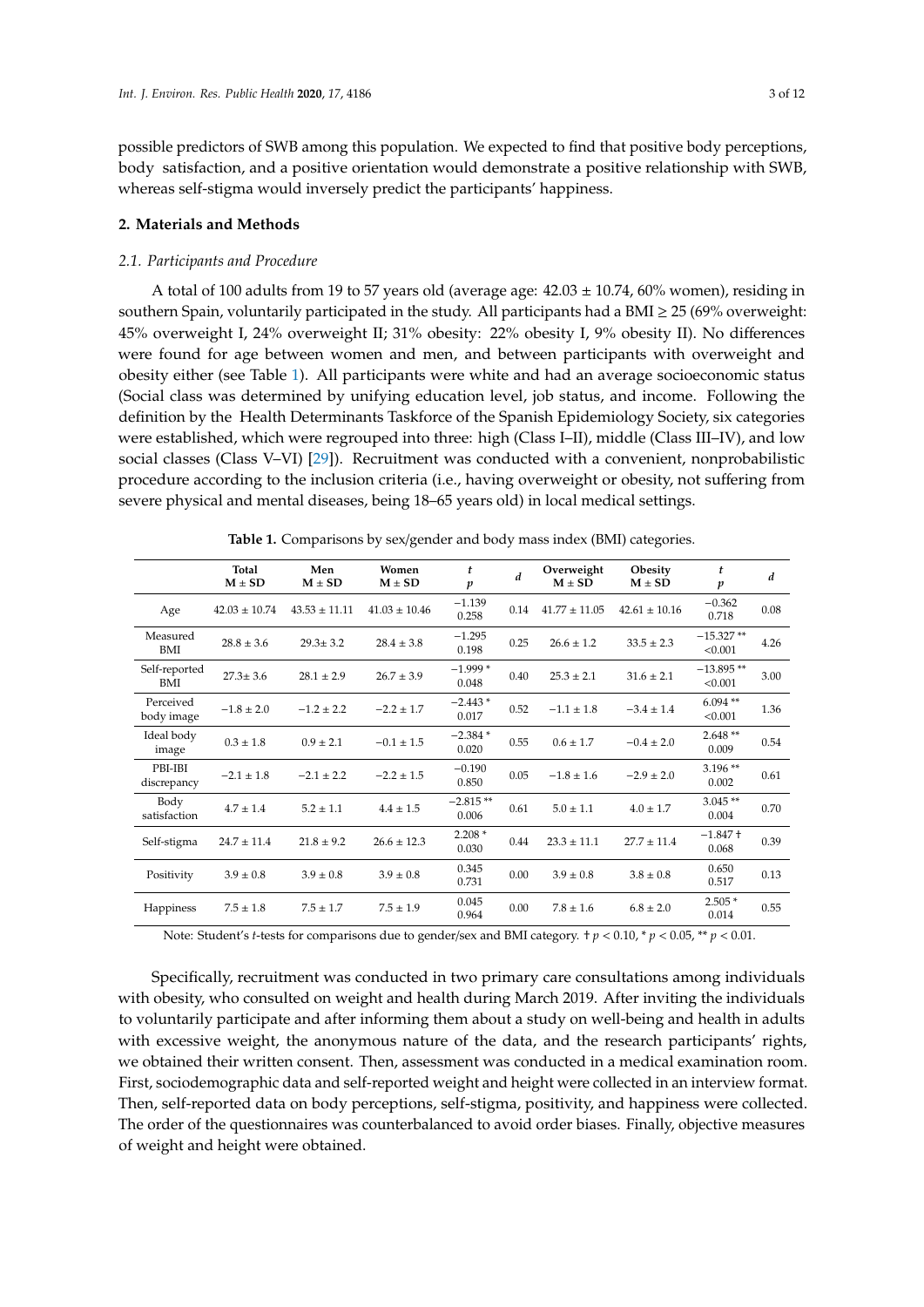possible predictors of SWB among this population. We expected to find that positive body perceptions, body satisfaction, and a positive orientation would demonstrate a positive relationship with SWB, whereas self-stigma would inversely predict the participants' happiness.

## 2. Materials and Methods

### 2.1. Participants and Procedure

A total of 100 adults from 19 to 57 years old (average age: 42.03 ± 10.74, 60% women), residing in southern Spain, voluntarily participated in the study. All participants had a BMI ≥ 25 (69% overweight: 45% overweight I, 24% overweight II; 31% obesity: 22% obesity I, 9% obesity II). No differences were found for age between women and men, and between participants with overweight and obesity either (see Table 1). All participants were white and had an average socioeconomic status (Social class was determined by unifying education level, job status, and income. Following the definition by the Health Determinants Taskforce of the Spanish Epidemiology Society, six categories were established, which were regrouped into three: high (Class I–II), middle (Class III–IV), and low social classes (Class V–VI) [29]). Recruitment was conducted with a convenient, nonprobabilistic procedure according to the inclusion criteria (i.e., having overweight or obesity, not suffering from severe physical and mental diseases, being 18–65 years old) in local medical settings.

**Table 1.** Comparisons by sex/gender and body mass index (BMI) categories.

| | Total M ± SD | Men M ± SD | Women M ± SD | *t* *p* | *d* | Overweight M ± SD | Obesity M ± SD | *t* *p* | *d* |
|---|---|---|---|---|---|---|---|---|---|
| Age | 42.03 ± 10.74 | 43.53 ± 11.11 | 41.03 ± 10.46 | −1.139 0.258 | 0.14 | 41.77 ± 11.05 | 42.61 ± 10.16 | −0.362 0.718 | 0.08 |
| Measured BMI | 28.8 ± 3.6 | 29.3± 3.2 | 28.4 ± 3.8 | −1.295 0.198 | 0.25 | 26.6 ± 1.2 | 33.5 ± 2.3 | −15.327 ** <0.001 | 4.26 |
| Self-reported BMI | 27.3± 3.6 | 28.1 ± 2.9 | 26.7 ± 3.9 | −1.999 * 0.048 | 0.40 | 25.3 ± 2.1 | 31.6 ± 2.1 | −13.895 ** <0.001 | 3.00 |
| Perceived body image | −1.8 ± 2.0 | −1.2 ± 2.2 | −2.2 ± 1.7 | −2.443 * 0.017 | 0.52 | −1.1 ± 1.8 | −3.4 ± 1.4 | 6.094 ** <0.001 | 1.36 |
| Ideal body image | 0.3 ± 1.8 | 0.9 ± 2.1 | −0.1 ± 1.5 | −2.384 * 0.020 | 0.55 | 0.6 ± 1.7 | −0.4 ± 2.0 | 2.648 ** 0.009 | 0.54 |
| PBI-IBI discrepancy | −2.1 ± 1.8 | −2.1 ± 2.2 | −2.2 ± 1.5 | −0.190 0.850 | 0.05 | −1.8 ± 1.6 | −2.9 ± 2.0 | 3.196 ** 0.002 | 0.61 |
| Body satisfaction | 4.7 ± 1.4 | 5.2 ± 1.1 | 4.4 ± 1.5 | −2.815 ** 0.006 | 0.61 | 5.0 ± 1.1 | 4.0 ± 1.7 | 3.045 ** 0.004 | 0.70 |
| Self-stigma | 24.7 ± 11.4 | 21.8 ± 9.2 | 26.6 ± 12.3 | 2.208 * 0.030 | 0.44 | 23.3 ± 11.1 | 27.7 ± 11.4 | −1.847 † 0.068 | 0.39 |
| Positivity | 3.9 ± 0.8 | 3.9 ± 0.8 | 3.9 ± 0.8 | 0.345 0.731 | 0.00 | 3.9 ± 0.8 | 3.8 ± 0.8 | 0.650 0.517 | 0.13 |
| Happiness | 7.5 ± 1.8 | 7.5 ± 1.7 | 7.5 ± 1.9 | 0.045 0.964 | 0.00 | 7.8 ± 1.6 | 6.8 ± 2.0 | 2.505 * 0.014 | 0.55 |

Note: Student's *t*-tests for comparisons due to gender/sex and BMI category. † $p < 0.10$, * $p < 0.05$, ** $p < 0.01$.

Specifically, recruitment was conducted in two primary care consultations among individuals with obesity, who consulted on weight and health during March 2019. After inviting the individuals to voluntarily participate and after informing them about a study on well-being and health in adults with excessive weight, the anonymous nature of the data, and the research participants' rights, we obtained their written consent. Then, assessment was conducted in a medical examination room. First, sociodemographic data and self-reported weight and height were collected in an interview format. Then, self-reported data on body perceptions, self-stigma, positivity, and happiness were collected. The order of the questionnaires was counterbalanced to avoid order biases. Finally, objective measures of weight and height were obtained.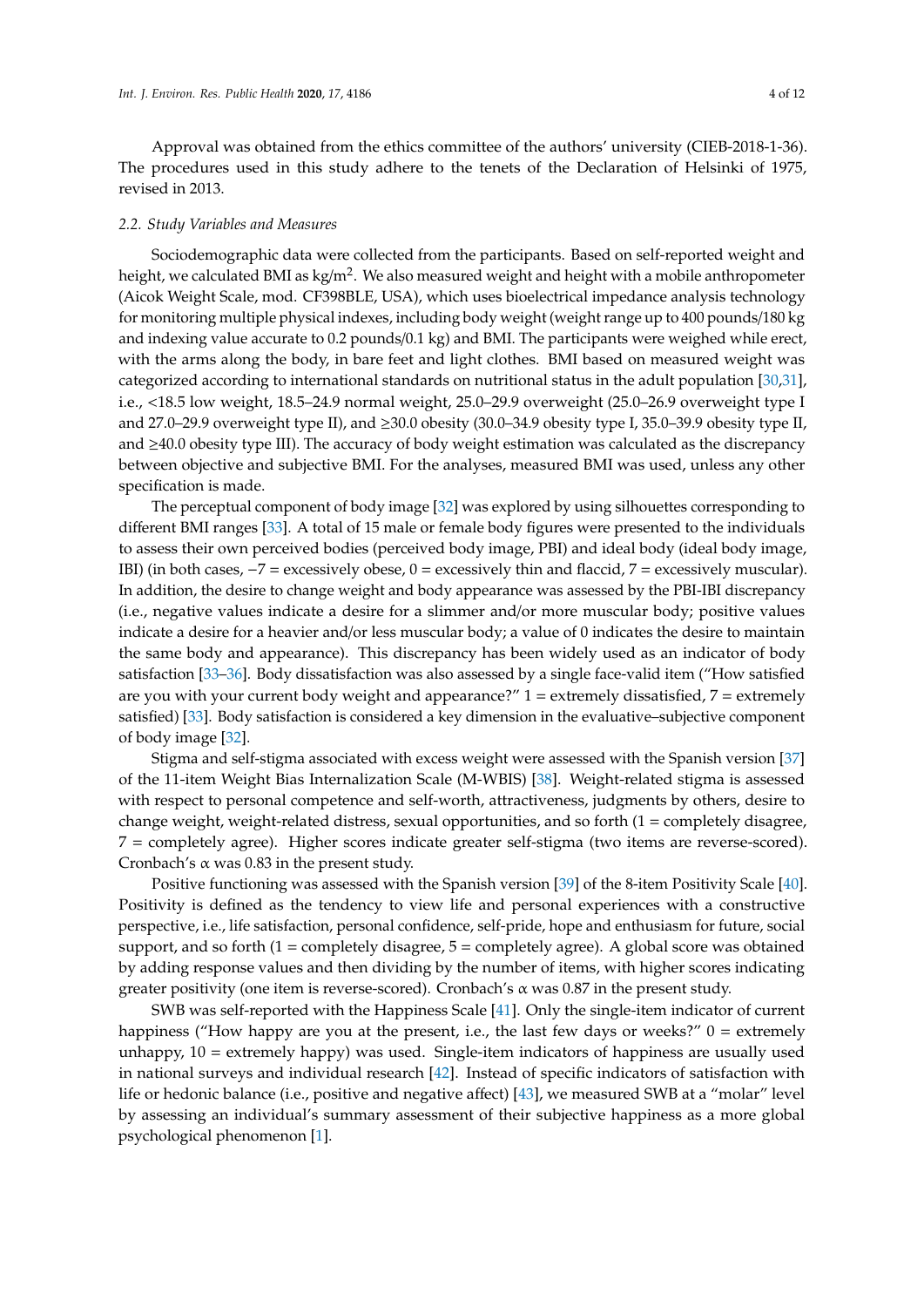Approval was obtained from the ethics committee of the authors' university (CIEB-2018-1-36). The procedures used in this study adhere to the tenets of the Declaration of Helsinki of 1975, revised in 2013.

### 2.2. Study Variables and Measures

Sociodemographic data were collected from the participants. Based on self-reported weight and height, we calculated BMI as kg/m$^2$. We also measured weight and height with a mobile anthropometer (Aicok Weight Scale, mod. CF398BLE, USA), which uses bioelectrical impedance analysis technology for monitoring multiple physical indexes, including body weight (weight range up to 400 pounds/180 kg and indexing value accurate to 0.2 pounds/0.1 kg) and BMI. The participants were weighed while erect, with the arms along the body, in bare feet and light clothes. BMI based on measured weight was categorized according to international standards on nutritional status in the adult population [30,31], i.e., <18.5 low weight, 18.5–24.9 normal weight, 25.0–29.9 overweight (25.0–26.9 overweight type I and 27.0–29.9 overweight type II), and ≥30.0 obesity (30.0–34.9 obesity type I, 35.0–39.9 obesity type II, and ≥40.0 obesity type III). The accuracy of body weight estimation was calculated as the discrepancy between objective and subjective BMI. For the analyses, measured BMI was used, unless any other specification is made.

The perceptual component of body image [32] was explored by using silhouettes corresponding to different BMI ranges [33]. A total of 15 male or female body figures were presented to the individuals to assess their own perceived bodies (perceived body image, PBI) and ideal body (ideal body image, IBI) (in both cases, −7 = excessively obese, 0 = excessively thin and flaccid, 7 = excessively muscular). In addition, the desire to change weight and body appearance was assessed by the PBI-IBI discrepancy (i.e., negative values indicate a desire for a slimmer and/or more muscular body; positive values indicate a desire for a heavier and/or less muscular body; a value of 0 indicates the desire to maintain the same body and appearance). This discrepancy has been widely used as an indicator of body satisfaction [33–36]. Body dissatisfaction was also assessed by a single face-valid item ("How satisfied are you with your current body weight and appearance?" 1 = extremely dissatisfied, 7 = extremely satisfied) [33]. Body satisfaction is considered a key dimension in the evaluative–subjective component of body image [32].

Stigma and self-stigma associated with excess weight were assessed with the Spanish version [37] of the 11-item Weight Bias Internalization Scale (M-WBIS) [38]. Weight-related stigma is assessed with respect to personal competence and self-worth, attractiveness, judgments by others, desire to change weight, weight-related distress, sexual opportunities, and so forth (1 = completely disagree, 7 = completely agree). Higher scores indicate greater self-stigma (two items are reverse-scored). Cronbach's α was 0.83 in the present study.

Positive functioning was assessed with the Spanish version [39] of the 8-item Positivity Scale [40]. Positivity is defined as the tendency to view life and personal experiences with a constructive perspective, i.e., life satisfaction, personal confidence, self-pride, hope and enthusiasm for future, social support, and so forth (1 = completely disagree, 5 = completely agree). A global score was obtained by adding response values and then dividing by the number of items, with higher scores indicating greater positivity (one item is reverse-scored). Cronbach's α was 0.87 in the present study.

SWB was self-reported with the Happiness Scale [41]. Only the single-item indicator of current happiness ("How happy are you at the present, i.e., the last few days or weeks?" 0 = extremely unhappy, 10 = extremely happy) was used. Single-item indicators of happiness are usually used in national surveys and individual research [42]. Instead of specific indicators of satisfaction with life or hedonic balance (i.e., positive and negative affect) [43], we measured SWB at a "molar" level by assessing an individual's summary assessment of their subjective happiness as a more global psychological phenomenon [1].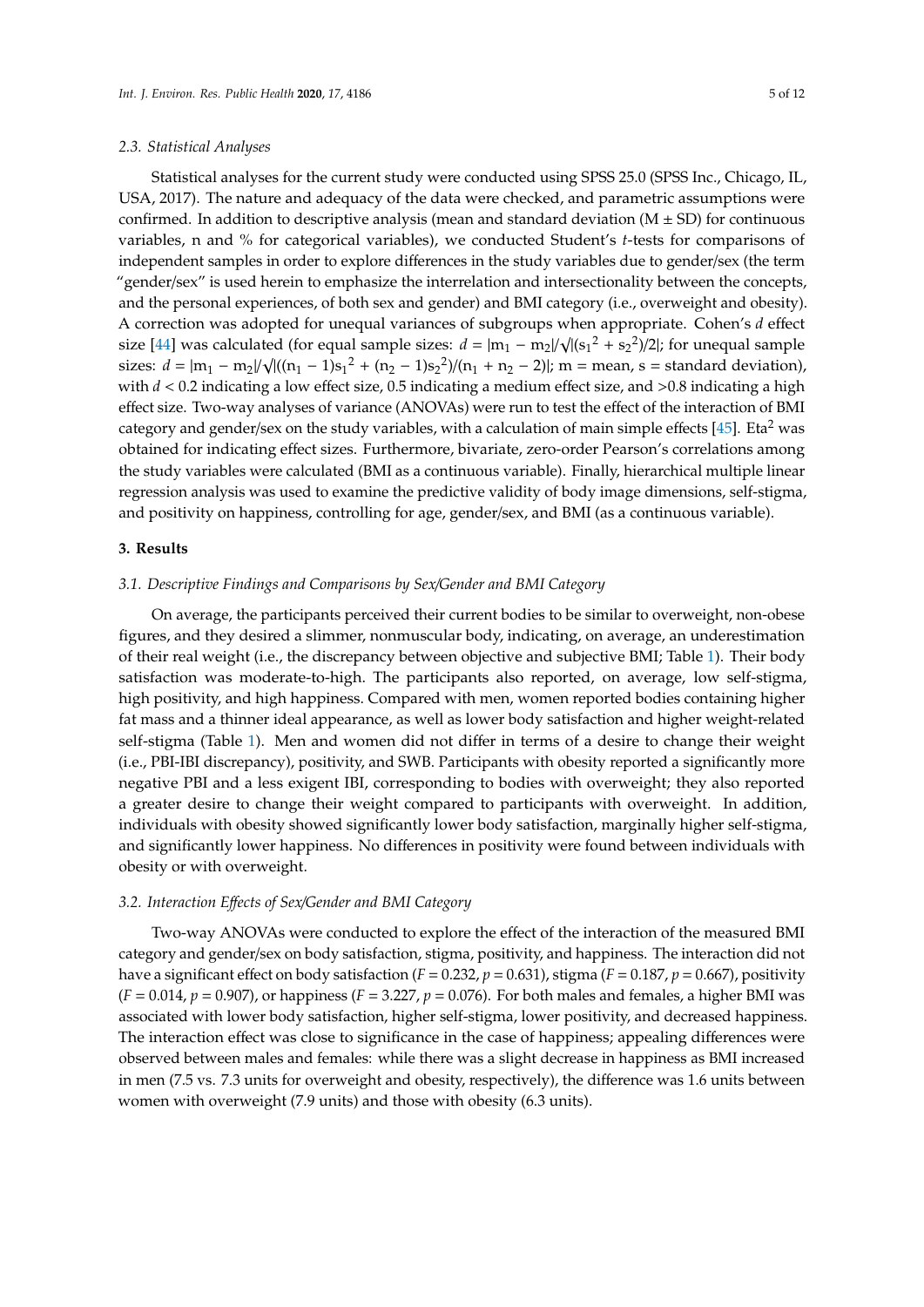### 2.3. Statistical Analyses

Statistical analyses for the current study were conducted using SPSS 25.0 (SPSS Inc., Chicago, IL, USA, 2017). The nature and adequacy of the data were checked, and parametric assumptions were confirmed. In addition to descriptive analysis (mean and standard deviation (M ± SD) for continuous variables, n and % for categorical variables), we conducted Student's *t*-tests for comparisons of independent samples in order to explore differences in the study variables due to gender/sex (the term "gender/sex" is used herein to emphasize the interrelation and intersectionality between the concepts, and the personal experiences, of both sex and gender) and BMI category (i.e., overweight and obesity). A correction was adopted for unequal variances of subgroups when appropriate. Cohen's *d* effect size [44] was calculated (for equal sample sizes: $d = |m_1 - m_2|/\sqrt{|(s_1^2 + s_2^2)/2|}$; for unequal sample sizes: $d = |m_1 - m_2|/\sqrt{|((n_1 - 1)s_1^2 + (n_2 - 1)s_2^2)/(n_1 + n_2 - 2)|}$; m = mean, s = standard deviation), with $d < 0.2$ indicating a low effect size, 0.5 indicating a medium effect size, and >0.8 indicating a high effect size. Two-way analyses of variance (ANOVAs) were run to test the effect of the interaction of BMI category and gender/sex on the study variables, with a calculation of main simple effects [45]. Eta$^2$ was obtained for indicating effect sizes. Furthermore, bivariate, zero-order Pearson's correlations among the study variables were calculated (BMI as a continuous variable). Finally, hierarchical multiple linear regression analysis was used to examine the predictive validity of body image dimensions, self-stigma, and positivity on happiness, controlling for age, gender/sex, and BMI (as a continuous variable).

## 3. Results

### 3.1. Descriptive Findings and Comparisons by Sex/Gender and BMI Category

On average, the participants perceived their current bodies to be similar to overweight, non-obese figures, and they desired a slimmer, nonmuscular body, indicating, on average, an underestimation of their real weight (i.e., the discrepancy between objective and subjective BMI; Table 1). Their body satisfaction was moderate-to-high. The participants also reported, on average, low self-stigma, high positivity, and high happiness. Compared with men, women reported bodies containing higher fat mass and a thinner ideal appearance, as well as lower body satisfaction and higher weight-related self-stigma (Table 1). Men and women did not differ in terms of a desire to change their weight (i.e., PBI-IBI discrepancy), positivity, and SWB. Participants with obesity reported a significantly more negative PBI and a less exigent IBI, corresponding to bodies with overweight; they also reported a greater desire to change their weight compared to participants with overweight. In addition, individuals with obesity showed significantly lower body satisfaction, marginally higher self-stigma, and significantly lower happiness. No differences in positivity were found between individuals with obesity or with overweight.

### 3.2. Interaction Effects of Sex/Gender and BMI Category

Two-way ANOVAs were conducted to explore the effect of the interaction of the measured BMI category and gender/sex on body satisfaction, stigma, positivity, and happiness. The interaction did not have a significant effect on body satisfaction ($F = 0.232$, $p = 0.631$), stigma ($F = 0.187$, $p = 0.667$), positivity ($F = 0.014$, $p = 0.907$), or happiness ($F = 3.227$, $p = 0.076$). For both males and females, a higher BMI was associated with lower body satisfaction, higher self-stigma, lower positivity, and decreased happiness. The interaction effect was close to significance in the case of happiness; appealing differences were observed between males and females: while there was a slight decrease in happiness as BMI increased in men (7.5 vs. 7.3 units for overweight and obesity, respectively), the difference was 1.6 units between women with overweight (7.9 units) and those with obesity (6.3 units).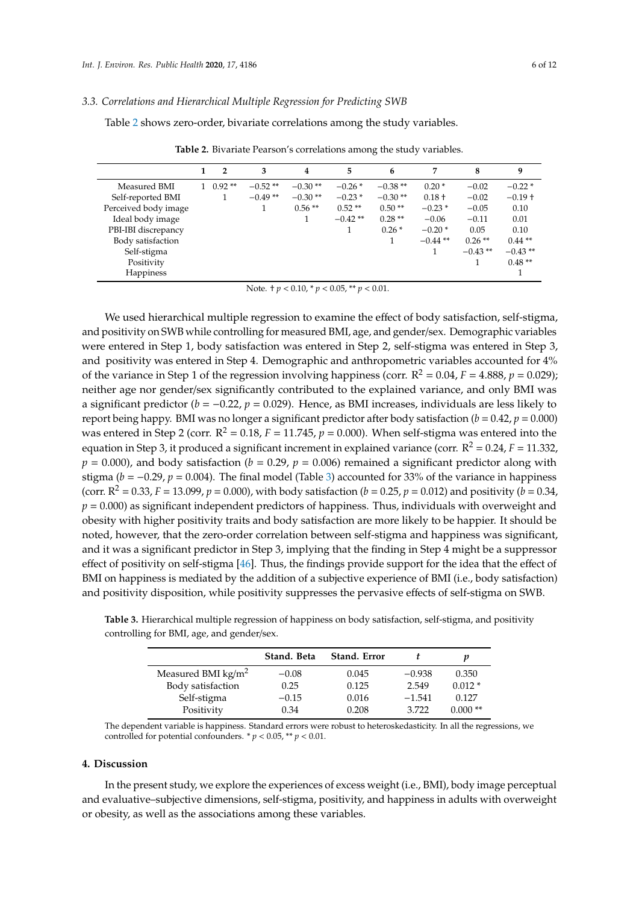### 3.3. Correlations and Hierarchical Multiple Regression for Predicting SWB

Table 2 shows zero-order, bivariate correlations among the study variables.

**Table 2.** Bivariate Pearson's correlations among the study variables.

| | 1 | 2 | 3 | 4 | 5 | 6 | 7 | 8 | 9 |
|---|---|---|---|---|---|---|---|---|---|
| Measured BMI | 1 | 0.92 ** | −0.52 ** | −0.30 ** | −0.26 * | −0.38 ** | 0.20 * | −0.02 | −0.22 * |
| Self-reported BMI | | 1 | −0.49 ** | −0.30 ** | −0.23 * | −0.30 ** | 0.18 † | −0.02 | −0.19 † |
| Perceived body image | | | 1 | 0.56 ** | 0.52 ** | 0.50 ** | −0.23 * | −0.05 | 0.10 |
| Ideal body image | | | | 1 | −0.42 ** | 0.28 ** | −0.06 | −0.11 | 0.01 |
| PBI-IBI discrepancy | | | | | 1 | 0.26 * | −0.20 * | 0.05 | 0.10 |
| Body satisfaction | | | | | | 1 | −0.44 ** | 0.26 ** | 0.44 ** |
| Self-stigma | | | | | | | 1 | −0.43 ** | −0.43 ** |
| Positivity | | | | | | | | 1 | 0.48 ** |
| Happiness | | | | | | | | | 1 |

Note. † $p < 0.10$, * $p < 0.05$, ** $p < 0.01$.

We used hierarchical multiple regression to examine the effect of body satisfaction, self-stigma, and positivity on SWB while controlling for measured BMI, age, and gender/sex. Demographic variables were entered in Step 1, body satisfaction was entered in Step 2, self-stigma was entered in Step 3, and positivity was entered in Step 4. Demographic and anthropometric variables accounted for 4% of the variance in Step 1 of the regression involving happiness (corr. $R^2 = 0.04$, $F = 4.888$, $p = 0.029$); neither age nor gender/sex significantly contributed to the explained variance, and only BMI was a significant predictor ($b = -0.22$, $p = 0.029$). Hence, as BMI increases, individuals are less likely to report being happy. BMI was no longer a significant predictor after body satisfaction ($b = 0.42$, $p = 0.000$) was entered in Step 2 (corr. $R^2 = 0.18$, $F = 11.745$, $p = 0.000$). When self-stigma was entered into the equation in Step 3, it produced a significant increment in explained variance (corr. $R^2 = 0.24$, $F = 11.332$, $p = 0.000$), and body satisfaction ($b = 0.29$, $p = 0.006$) remained a significant predictor along with stigma ($b = -0.29$, $p = 0.004$). The final model (Table 3) accounted for 33% of the variance in happiness (corr. $R^2 = 0.33$, $F = 13.099$, $p = 0.000$), with body satisfaction ($b = 0.25$, $p = 0.012$) and positivity ($b = 0.34$, $p = 0.000$) as significant independent predictors of happiness. Thus, individuals with overweight and obesity with higher positivity traits and body satisfaction are more likely to be happier. It should be noted, however, that the zero-order correlation between self-stigma and happiness was significant, and it was a significant predictor in Step 3, implying that the finding in Step 4 might be a suppressor effect of positivity on self-stigma [46]. Thus, the findings provide support for the idea that the effect of BMI on happiness is mediated by the addition of a subjective experience of BMI (i.e., body satisfaction) and positivity disposition, while positivity suppresses the pervasive effects of self-stigma on SWB.

**Table 3.** Hierarchical multiple regression of happiness on body satisfaction, self-stigma, and positivity controlling for BMI, age, and gender/sex.

| | Stand. Beta | Stand. Error | $t$ | $p$ |
|---|---|---|---|---|
| Measured BMI kg/m$^2$ | −0.08 | 0.045 | −0.938 | 0.350 |
| Body satisfaction | 0.25 | 0.125 | 2.549 | 0.012 * |
| Self-stigma | −0.15 | 0.016 | −1.541 | 0.127 |
| Positivity | 0.34 | 0.208 | 3.722 | 0.000 ** |

The dependent variable is happiness. Standard errors were robust to heteroskedasticity. In all the regressions, we controlled for potential confounders. * $p < 0.05$, ** $p < 0.01$.

## 4. Discussion

In the present study, we explore the experiences of excess weight (i.e., BMI), body image perceptual and evaluative–subjective dimensions, self-stigma, positivity, and happiness in adults with overweight or obesity, as well as the associations among these variables.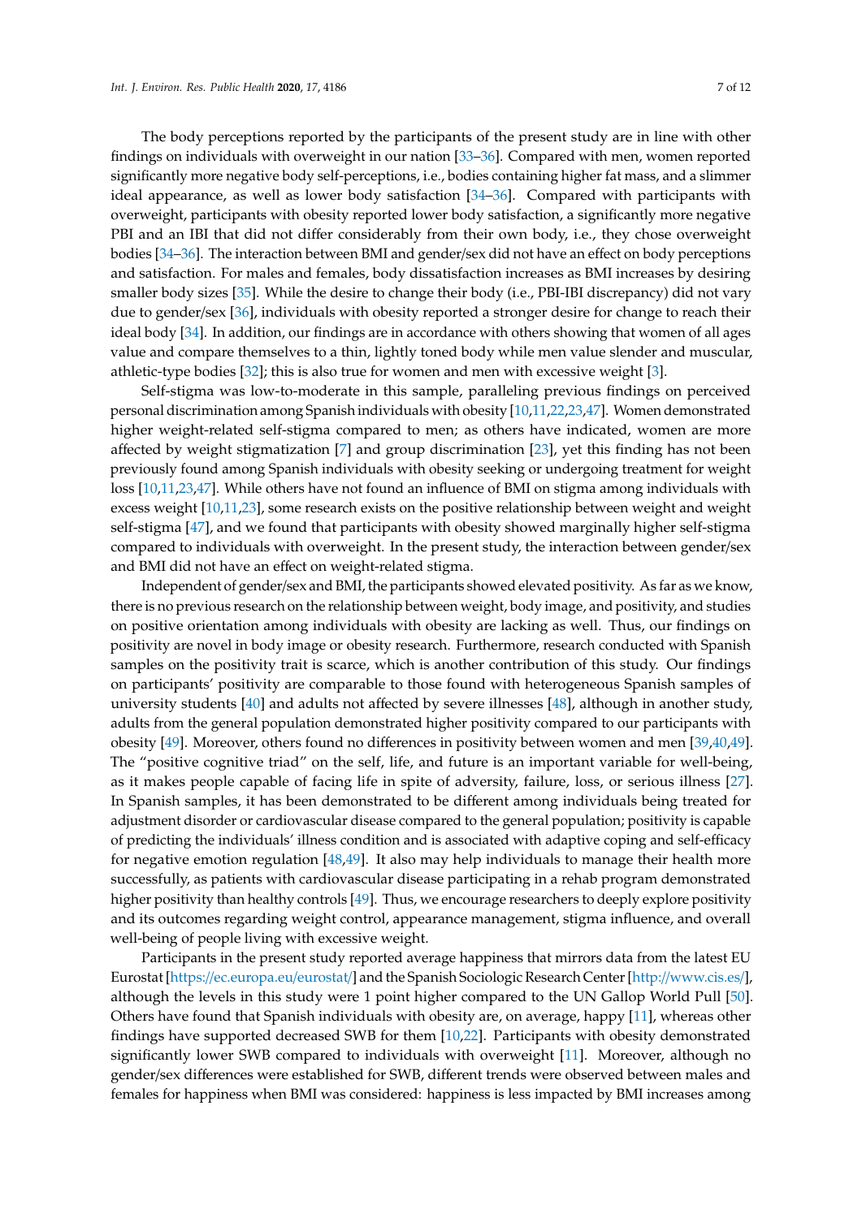The body perceptions reported by the participants of the present study are in line with other findings on individuals with overweight in our nation [33–36]. Compared with men, women reported significantly more negative body self-perceptions, i.e., bodies containing higher fat mass, and a slimmer ideal appearance, as well as lower body satisfaction [34–36]. Compared with participants with overweight, participants with obesity reported lower body satisfaction, a significantly more negative PBI and an IBI that did not differ considerably from their own body, i.e., they chose overweight bodies [34–36]. The interaction between BMI and gender/sex did not have an effect on body perceptions and satisfaction. For males and females, body dissatisfaction increases as BMI increases by desiring smaller body sizes [35]. While the desire to change their body (i.e., PBI-IBI discrepancy) did not vary due to gender/sex [36], individuals with obesity reported a stronger desire for change to reach their ideal body [34]. In addition, our findings are in accordance with others showing that women of all ages value and compare themselves to a thin, lightly toned body while men value slender and muscular, athletic-type bodies [32]; this is also true for women and men with excessive weight [3].

Self-stigma was low-to-moderate in this sample, paralleling previous findings on perceived personal discrimination among Spanish individuals with obesity [10,11,22,23,47]. Women demonstrated higher weight-related self-stigma compared to men; as others have indicated, women are more affected by weight stigmatization [7] and group discrimination [23], yet this finding has not been previously found among Spanish individuals with obesity seeking or undergoing treatment for weight loss [10,11,23,47]. While others have not found an influence of BMI on stigma among individuals with excess weight [10,11,23], some research exists on the positive relationship between weight and weight self-stigma [47], and we found that participants with obesity showed marginally higher self-stigma compared to individuals with overweight. In the present study, the interaction between gender/sex and BMI did not have an effect on weight-related stigma.

Independent of gender/sex and BMI, the participants showed elevated positivity. As far as we know, there is no previous research on the relationship between weight, body image, and positivity, and studies on positive orientation among individuals with obesity are lacking as well. Thus, our findings on positivity are novel in body image or obesity research. Furthermore, research conducted with Spanish samples on the positivity trait is scarce, which is another contribution of this study. Our findings on participants' positivity are comparable to those found with heterogeneous Spanish samples of university students [40] and adults not affected by severe illnesses [48], although in another study, adults from the general population demonstrated higher positivity compared to our participants with obesity [49]. Moreover, others found no differences in positivity between women and men [39,40,49]. The "positive cognitive triad" on the self, life, and future is an important variable for well-being, as it makes people capable of facing life in spite of adversity, failure, loss, or serious illness [27]. In Spanish samples, it has been demonstrated to be different among individuals being treated for adjustment disorder or cardiovascular disease compared to the general population; positivity is capable of predicting the individuals' illness condition and is associated with adaptive coping and self-efficacy for negative emotion regulation [48,49]. It also may help individuals to manage their health more successfully, as patients with cardiovascular disease participating in a rehab program demonstrated higher positivity than healthy controls [49]. Thus, we encourage researchers to deeply explore positivity and its outcomes regarding weight control, appearance management, stigma influence, and overall well-being of people living with excessive weight.

Participants in the present study reported average happiness that mirrors data from the latest EU Eurostat [https://ec.europa.eu/eurostat/] and the Spanish Sociologic Research Center [http://www.cis.es/], although the levels in this study were 1 point higher compared to the UN Gallop World Pull [50]. Others have found that Spanish individuals with obesity are, on average, happy [11], whereas other findings have supported decreased SWB for them [10,22]. Participants with obesity demonstrated significantly lower SWB compared to individuals with overweight [11]. Moreover, although no gender/sex differences were established for SWB, different trends were observed between males and females for happiness when BMI was considered: happiness is less impacted by BMI increases among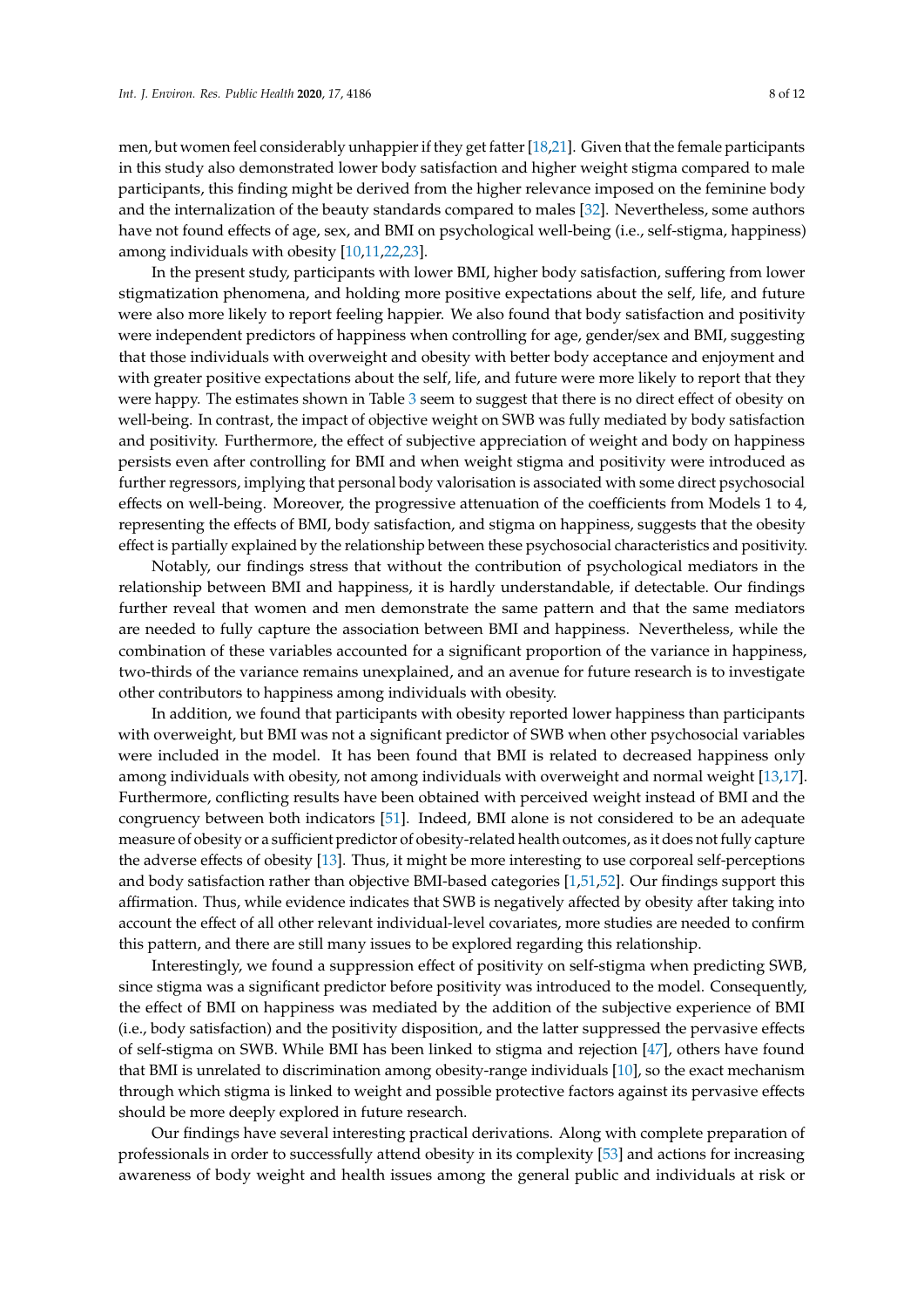men, but women feel considerably unhappier if they get fatter [18,21]. Given that the female participants in this study also demonstrated lower body satisfaction and higher weight stigma compared to male participants, this finding might be derived from the higher relevance imposed on the feminine body and the internalization of the beauty standards compared to males [32]. Nevertheless, some authors have not found effects of age, sex, and BMI on psychological well-being (i.e., self-stigma, happiness) among individuals with obesity [10,11,22,23].

In the present study, participants with lower BMI, higher body satisfaction, suffering from lower stigmatization phenomena, and holding more positive expectations about the self, life, and future were also more likely to report feeling happier. We also found that body satisfaction and positivity were independent predictors of happiness when controlling for age, gender/sex and BMI, suggesting that those individuals with overweight and obesity with better body acceptance and enjoyment and with greater positive expectations about the self, life, and future were more likely to report that they were happy. The estimates shown in Table 3 seem to suggest that there is no direct effect of obesity on well-being. In contrast, the impact of objective weight on SWB was fully mediated by body satisfaction and positivity. Furthermore, the effect of subjective appreciation of weight and body on happiness persists even after controlling for BMI and when weight stigma and positivity were introduced as further regressors, implying that personal body valorisation is associated with some direct psychosocial effects on well-being. Moreover, the progressive attenuation of the coefficients from Models 1 to 4, representing the effects of BMI, body satisfaction, and stigma on happiness, suggests that the obesity effect is partially explained by the relationship between these psychosocial characteristics and positivity.

Notably, our findings stress that without the contribution of psychological mediators in the relationship between BMI and happiness, it is hardly understandable, if detectable. Our findings further reveal that women and men demonstrate the same pattern and that the same mediators are needed to fully capture the association between BMI and happiness. Nevertheless, while the combination of these variables accounted for a significant proportion of the variance in happiness, two-thirds of the variance remains unexplained, and an avenue for future research is to investigate other contributors to happiness among individuals with obesity.

In addition, we found that participants with obesity reported lower happiness than participants with overweight, but BMI was not a significant predictor of SWB when other psychosocial variables were included in the model. It has been found that BMI is related to decreased happiness only among individuals with obesity, not among individuals with overweight and normal weight [13,17]. Furthermore, conflicting results have been obtained with perceived weight instead of BMI and the congruency between both indicators [51]. Indeed, BMI alone is not considered to be an adequate measure of obesity or a sufficient predictor of obesity-related health outcomes, as it does not fully capture the adverse effects of obesity [13]. Thus, it might be more interesting to use corporeal self-perceptions and body satisfaction rather than objective BMI-based categories [1,51,52]. Our findings support this affirmation. Thus, while evidence indicates that SWB is negatively affected by obesity after taking into account the effect of all other relevant individual-level covariates, more studies are needed to confirm this pattern, and there are still many issues to be explored regarding this relationship.

Interestingly, we found a suppression effect of positivity on self-stigma when predicting SWB, since stigma was a significant predictor before positivity was introduced to the model. Consequently, the effect of BMI on happiness was mediated by the addition of the subjective experience of BMI (i.e., body satisfaction) and the positivity disposition, and the latter suppressed the pervasive effects of self-stigma on SWB. While BMI has been linked to stigma and rejection [47], others have found that BMI is unrelated to discrimination among obesity-range individuals [10], so the exact mechanism through which stigma is linked to weight and possible protective factors against its pervasive effects should be more deeply explored in future research.

Our findings have several interesting practical derivations. Along with complete preparation of professionals in order to successfully attend obesity in its complexity [53] and actions for increasing awareness of body weight and health issues among the general public and individuals at risk or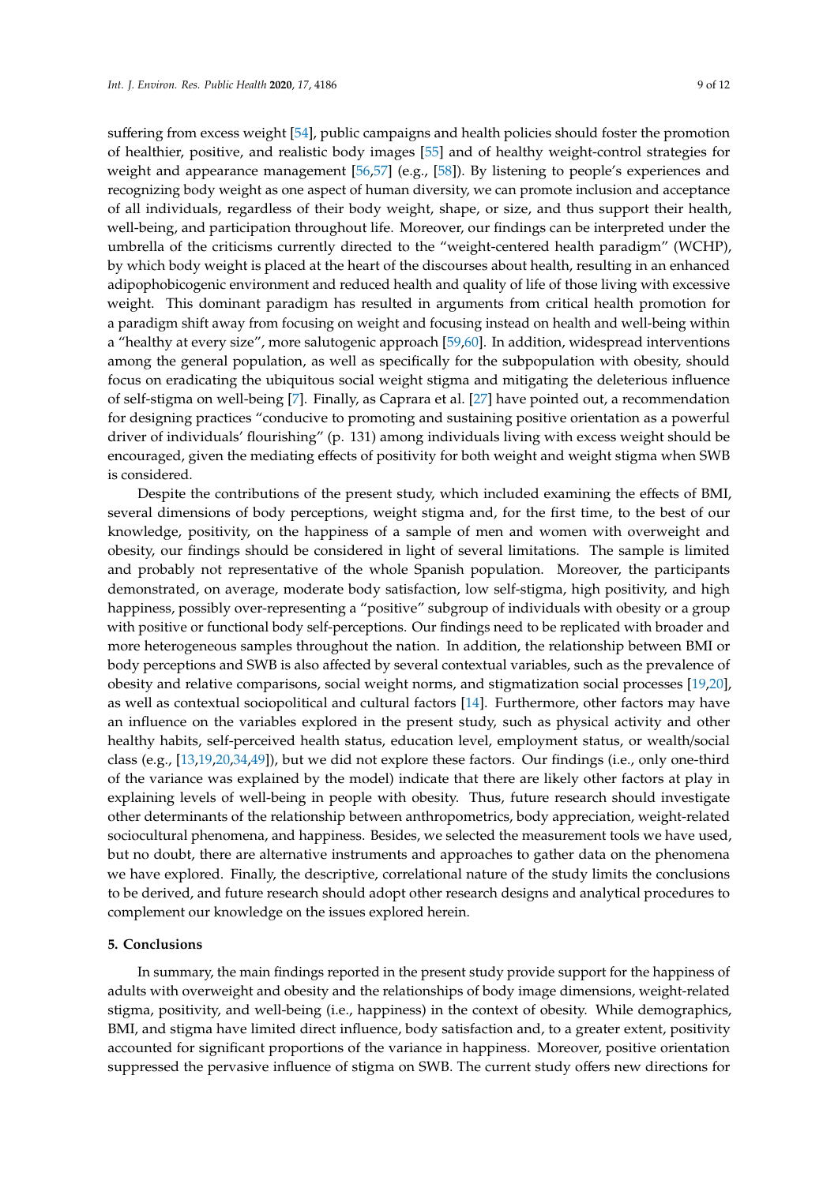suffering from excess weight [54], public campaigns and health policies should foster the promotion of healthier, positive, and realistic body images [55] and of healthy weight-control strategies for weight and appearance management [56,57] (e.g., [58]). By listening to people's experiences and recognizing body weight as one aspect of human diversity, we can promote inclusion and acceptance of all individuals, regardless of their body weight, shape, or size, and thus support their health, well-being, and participation throughout life. Moreover, our findings can be interpreted under the umbrella of the criticisms currently directed to the "weight-centered health paradigm" (WCHP), by which body weight is placed at the heart of the discourses about health, resulting in an enhanced adipophobicogenic environment and reduced health and quality of life of those living with excessive weight. This dominant paradigm has resulted in arguments from critical health promotion for a paradigm shift away from focusing on weight and focusing instead on health and well-being within a "healthy at every size", more salutogenic approach [59,60]. In addition, widespread interventions among the general population, as well as specifically for the subpopulation with obesity, should focus on eradicating the ubiquitous social weight stigma and mitigating the deleterious influence of self-stigma on well-being [7]. Finally, as Caprara et al. [27] have pointed out, a recommendation for designing practices "conducive to promoting and sustaining positive orientation as a powerful driver of individuals' flourishing" (p. 131) among individuals living with excess weight should be encouraged, given the mediating effects of positivity for both weight and weight stigma when SWB is considered.

Despite the contributions of the present study, which included examining the effects of BMI, several dimensions of body perceptions, weight stigma and, for the first time, to the best of our knowledge, positivity, on the happiness of a sample of men and women with overweight and obesity, our findings should be considered in light of several limitations. The sample is limited and probably not representative of the whole Spanish population. Moreover, the participants demonstrated, on average, moderate body satisfaction, low self-stigma, high positivity, and high happiness, possibly over-representing a "positive" subgroup of individuals with obesity or a group with positive or functional body self-perceptions. Our findings need to be replicated with broader and more heterogeneous samples throughout the nation. In addition, the relationship between BMI or body perceptions and SWB is also affected by several contextual variables, such as the prevalence of obesity and relative comparisons, social weight norms, and stigmatization social processes [19,20], as well as contextual sociopolitical and cultural factors [14]. Furthermore, other factors may have an influence on the variables explored in the present study, such as physical activity and other healthy habits, self-perceived health status, education level, employment status, or wealth/social class (e.g., [13,19,20,34,49]), but we did not explore these factors. Our findings (i.e., only one-third of the variance was explained by the model) indicate that there are likely other factors at play in explaining levels of well-being in people with obesity. Thus, future research should investigate other determinants of the relationship between anthropometrics, body appreciation, weight-related sociocultural phenomena, and happiness. Besides, we selected the measurement tools we have used, but no doubt, there are alternative instruments and approaches to gather data on the phenomena we have explored. Finally, the descriptive, correlational nature of the study limits the conclusions to be derived, and future research should adopt other research designs and analytical procedures to complement our knowledge on the issues explored herein.

## 5. Conclusions

In summary, the main findings reported in the present study provide support for the happiness of adults with overweight and obesity and the relationships of body image dimensions, weight-related stigma, positivity, and well-being (i.e., happiness) in the context of obesity. While demographics, BMI, and stigma have limited direct influence, body satisfaction and, to a greater extent, positivity accounted for significant proportions of the variance in happiness. Moreover, positive orientation suppressed the pervasive influence of stigma on SWB. The current study offers new directions for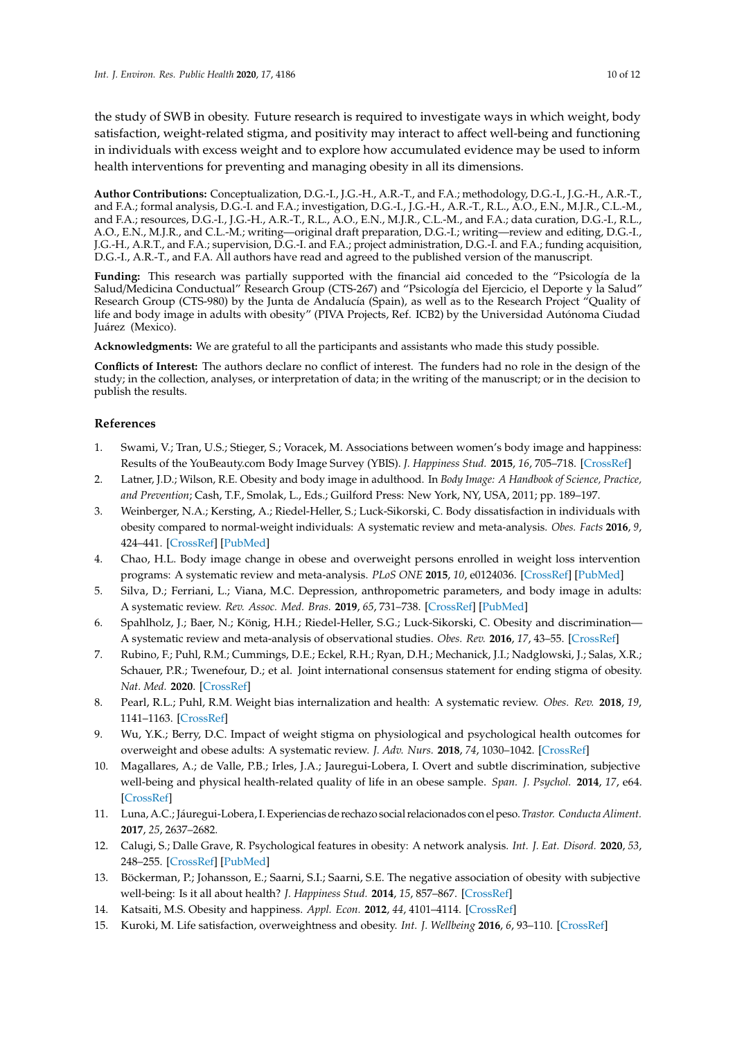the study of SWB in obesity. Future research is required to investigate ways in which weight, body satisfaction, weight-related stigma, and positivity may interact to affect well-being and functioning in individuals with excess weight and to explore how accumulated evidence may be used to inform health interventions for preventing and managing obesity in all its dimensions.

**Author Contributions:** Conceptualization, D.G.-I., J.G.-H., A.R.-T., and F.A.; methodology, D.G.-I., J.G.-H., A.R.-T., and F.A.; formal analysis, D.G.-I. and F.A.; investigation, D.G.-I., J.G.-H., A.R.-T., R.L., A.O., E.N., M.J.R., C.L.-M., and F.A.; resources, D.G.-I., J.G.-H., A.R.-T., R.L., A.O., E.N., M.J.R., C.L.-M., and F.A.; data curation, D.G.-I., R.L., A.O., E.N., M.J.R., and C.L.-M.; writing—original draft preparation, D.G.-I.; writing—review and editing, D.G.-I., J.G.-H., A.R.T., and F.A.; supervision, D.G.-I. and F.A.; project administration, D.G.-I. and F.A.; funding acquisition, D.G.-I., A.R.-T., and F.A. All authors have read and agreed to the published version of the manuscript.

**Funding:** This research was partially supported with the financial aid conceded to the "Psicología de la Salud/Medicina Conductual" Research Group (CTS-267) and "Psicología del Ejercicio, el Deporte y la Salud" Research Group (CTS-980) by the Junta de Andalucía (Spain), as well as to the Research Project "Quality of life and body image in adults with obesity" (PIVA Projects, Ref. ICB2) by the Universidad Autónoma Ciudad Juárez (Mexico).

**Acknowledgments:** We are grateful to all the participants and assistants who made this study possible.

**Conflicts of Interest:** The authors declare no conflict of interest. The funders had no role in the design of the study; in the collection, analyses, or interpretation of data; in the writing of the manuscript; or in the decision to publish the results.

## References

1. Swami, V.; Tran, U.S.; Stieger, S.; Voracek, M. Associations between women's body image and happiness: Results of the YouBeauty.com Body Image Survey (YBIS). *J. Happiness Stud.* **2015**, *16*, 705–718. [CrossRef]
2. Latner, J.D.; Wilson, R.E. Obesity and body image in adulthood. In *Body Image: A Handbook of Science, Practice, and Prevention*; Cash, T.F., Smolak, L., Eds.; Guilford Press: New York, NY, USA, 2011; pp. 189–197.
3. Weinberger, N.A.; Kersting, A.; Riedel-Heller, S.; Luck-Sikorski, C. Body dissatisfaction in individuals with obesity compared to normal-weight individuals: A systematic review and meta-analysis. *Obes. Facts* **2016**, *9*, 424–441. [CrossRef] [PubMed]
4. Chao, H.L. Body image change in obese and overweight persons enrolled in weight loss intervention programs: A systematic review and meta-analysis. *PLoS ONE* **2015**, *10*, e0124036. [CrossRef] [PubMed]
5. Silva, D.; Ferriani, L.; Viana, M.C. Depression, anthropometric parameters, and body image in adults: A systematic review. *Rev. Assoc. Med. Bras.* **2019**, *65*, 731–738. [CrossRef] [PubMed]
6. Spahlholz, J.; Baer, N.; König, H.H.; Riedel-Heller, S.G.; Luck-Sikorski, C. Obesity and discrimination—A systematic review and meta-analysis of observational studies. *Obes. Rev.* **2016**, *17*, 43–55. [CrossRef]
7. Rubino, F.; Puhl, R.M.; Cummings, D.E.; Eckel, R.H.; Ryan, D.H.; Mechanick, J.I.; Nadglowski, J.; Salas, X.R.; Schauer, P.R.; Twenefour, D.; et al. Joint international consensus statement for ending stigma of obesity. *Nat. Med.* **2020**. [CrossRef]
8. Pearl, R.L.; Puhl, R.M. Weight bias internalization and health: A systematic review. *Obes. Rev.* **2018**, *19*, 1141–1163. [CrossRef]
9. Wu, Y.K.; Berry, D.C. Impact of weight stigma on physiological and psychological health outcomes for overweight and obese adults: A systematic review. *J. Adv. Nurs.* **2018**, *74*, 1030–1042. [CrossRef]
10. Magallares, A.; de Valle, P.B.; Irles, J.A.; Jauregui-Lobera, I. Overt and subtle discrimination, subjective well-being and physical health-related quality of life in an obese sample. *Span. J. Psychol.* **2014**, *17*, e64. [CrossRef]
11. Luna, A.C.; Jáuregui-Lobera, I. Experiencias de rechazo social relacionados con el peso. *Trastor. Conducta Aliment.* **2017**, *25*, 2637–2682.
12. Calugi, S.; Dalle Grave, R. Psychological features in obesity: A network analysis. *Int. J. Eat. Disord.* **2020**, *53*, 248–255. [CrossRef] [PubMed]
13. Böckerman, P.; Johansson, E.; Saarni, S.I.; Saarni, S.E. The negative association of obesity with subjective well-being: Is it all about health? *J. Happiness Stud.* **2014**, *15*, 857–867. [CrossRef]
14. Katsaiti, M.S. Obesity and happiness. *Appl. Econ.* **2012**, *44*, 4101–4114. [CrossRef]
15. Kuroki, M. Life satisfaction, overweightness and obesity. *Int. J. Wellbeing* **2016**, *6*, 93–110. [CrossRef]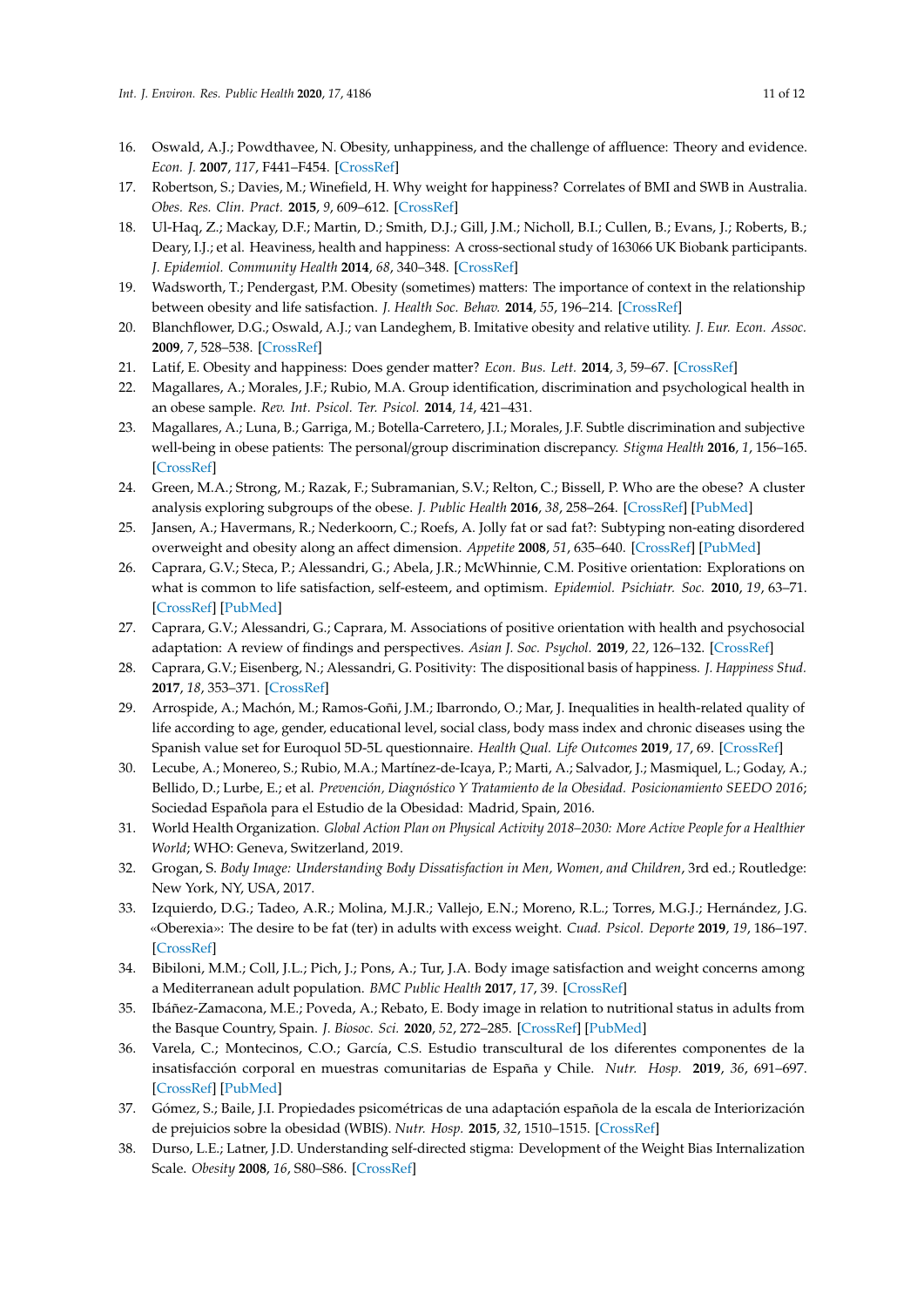16. Oswald, A.J.; Powdthavee, N. Obesity, unhappiness, and the challenge of affluence: Theory and evidence. *Econ. J.* **2007**, *117*, F441–F454. [CrossRef]
17. Robertson, S.; Davies, M.; Winefield, H. Why weight for happiness? Correlates of BMI and SWB in Australia. *Obes. Res. Clin. Pract.* **2015**, *9*, 609–612. [CrossRef]
18. Ul-Haq, Z.; Mackay, D.F.; Martin, D.; Smith, D.J.; Gill, J.M.; Nicholl, B.I.; Cullen, B.; Evans, J.; Roberts, B.; Deary, I.J.; et al. Heaviness, health and happiness: A cross-sectional study of 163066 UK Biobank participants. *J. Epidemiol. Community Health* **2014**, *68*, 340–348. [CrossRef]
19. Wadsworth, T.; Pendergast, P.M. Obesity (sometimes) matters: The importance of context in the relationship between obesity and life satisfaction. *J. Health Soc. Behav.* **2014**, *55*, 196–214. [CrossRef]
20. Blanchflower, D.G.; Oswald, A.J.; van Landeghem, B. Imitative obesity and relative utility. *J. Eur. Econ. Assoc.* **2009**, *7*, 528–538. [CrossRef]
21. Latif, E. Obesity and happiness: Does gender matter? *Econ. Bus. Lett.* **2014**, *3*, 59–67. [CrossRef]
22. Magallares, A.; Morales, J.F.; Rubio, M.A. Group identification, discrimination and psychological health in an obese sample. *Rev. Int. Psicol. Ter. Psicol.* **2014**, *14*, 421–431.
23. Magallares, A.; Luna, B.; Garriga, M.; Botella-Carretero, J.I.; Morales, J.F. Subtle discrimination and subjective well-being in obese patients: The personal/group discrimination discrepancy. *Stigma Health* **2016**, *1*, 156–165. [CrossRef]
24. Green, M.A.; Strong, M.; Razak, F.; Subramanian, S.V.; Relton, C.; Bissell, P. Who are the obese? A cluster analysis exploring subgroups of the obese. *J. Public Health* **2016**, *38*, 258–264. [CrossRef] [PubMed]
25. Jansen, A.; Havermans, R.; Nederkoorn, C.; Roefs, A. Jolly fat or sad fat?: Subtyping non-eating disordered overweight and obesity along an affect dimension. *Appetite* **2008**, *51*, 635–640. [CrossRef] [PubMed]
26. Caprara, G.V.; Steca, P.; Alessandri, G.; Abela, J.R.; McWhinnie, C.M. Positive orientation: Explorations on what is common to life satisfaction, self-esteem, and optimism. *Epidemiol. Psichiatr. Soc.* **2010**, *19*, 63–71. [CrossRef] [PubMed]
27. Caprara, G.V.; Alessandri, G.; Caprara, M. Associations of positive orientation with health and psychosocial adaptation: A review of findings and perspectives. *Asian J. Soc. Psychol.* **2019**, *22*, 126–132. [CrossRef]
28. Caprara, G.V.; Eisenberg, N.; Alessandri, G. Positivity: The dispositional basis of happiness. *J. Happiness Stud.* **2017**, *18*, 353–371. [CrossRef]
29. Arrospide, A.; Machón, M.; Ramos-Goñi, J.M.; Ibarrondo, O.; Mar, J. Inequalities in health-related quality of life according to age, gender, educational level, social class, body mass index and chronic diseases using the Spanish value set for Euroquol 5D-5L questionnaire. *Health Qual. Life Outcomes* **2019**, *17*, 69. [CrossRef]
30. Lecube, A.; Monereo, S.; Rubio, M.A.; Martínez-de-Icaya, P.; Marti, A.; Salvador, J.; Masmiquel, L.; Goday, A.; Bellido, D.; Lurbe, E.; et al. *Prevención, Diagnóstico Y Tratamiento de la Obesidad. Posicionamiento SEEDO 2016*; Sociedad Española para el Estudio de la Obesidad: Madrid, Spain, 2016.
31. World Health Organization. *Global Action Plan on Physical Activity 2018–2030: More Active People for a Healthier World*; WHO: Geneva, Switzerland, 2019.
32. Grogan, S. *Body Image: Understanding Body Dissatisfaction in Men, Women, and Children*, 3rd ed.; Routledge: New York, NY, USA, 2017.
33. Izquierdo, D.G.; Tadeo, A.R.; Molina, M.J.R.; Vallejo, E.N.; Moreno, R.L.; Torres, M.G.J.; Hernández, J.G. «Oberexia»: The desire to be fat (ter) in adults with excess weight. *Cuad. Psicol. Deporte* **2019**, *19*, 186–197. [CrossRef]
34. Bibiloni, M.M.; Coll, J.L.; Pich, J.; Pons, A.; Tur, J.A. Body image satisfaction and weight concerns among a Mediterranean adult population. *BMC Public Health* **2017**, *17*, 39. [CrossRef]
35. Ibáñez-Zamacona, M.E.; Poveda, A.; Rebato, E. Body image in relation to nutritional status in adults from the Basque Country, Spain. *J. Biosoc. Sci.* **2020**, *52*, 272–285. [CrossRef] [PubMed]
36. Varela, C.; Montecinos, C.O.; García, C.S. Estudio transcultural de los diferentes componentes de la insatisfacción corporal en muestras comunitarias de España y Chile. *Nutr. Hosp.* **2019**, *36*, 691–697. [CrossRef] [PubMed]
37. Gómez, S.; Baile, J.I. Propiedades psicométricas de una adaptación española de la escala de Interiorización de prejuicios sobre la obesidad (WBIS). *Nutr. Hosp.* **2015**, *32*, 1510–1515. [CrossRef]
38. Durso, L.E.; Latner, J.D. Understanding self-directed stigma: Development of the Weight Bias Internalization Scale. *Obesity* **2008**, *16*, S80–S86. [CrossRef]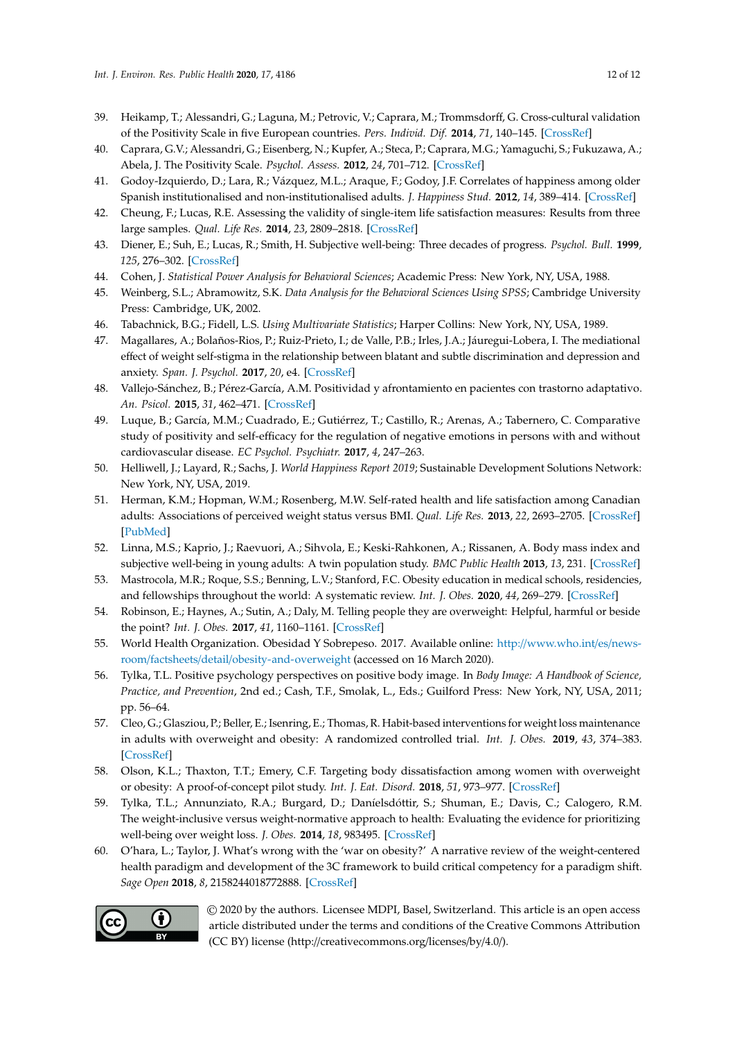39. Heikamp, T.; Alessandri, G.; Laguna, M.; Petrovic, V.; Caprara, M.; Trommsdorff, G. Cross-cultural validation of the Positivity Scale in five European countries. *Pers. Individ. Dif.* **2014**, *71*, 140–145. [CrossRef]
40. Caprara, G.V.; Alessandri, G.; Eisenberg, N.; Kupfer, A.; Steca, P.; Caprara, M.G.; Yamaguchi, S.; Fukuzawa, A.; Abela, J. The Positivity Scale. *Psychol. Assess.* **2012**, *24*, 701–712. [CrossRef]
41. Godoy-Izquierdo, D.; Lara, R.; Vázquez, M.L.; Araque, F.; Godoy, J.F. Correlates of happiness among older Spanish institutionalised and non-institutionalised adults. *J. Happiness Stud.* **2012**, *14*, 389–414. [CrossRef]
42. Cheung, F.; Lucas, R.E. Assessing the validity of single-item life satisfaction measures: Results from three large samples. *Qual. Life Res.* **2014**, *23*, 2809–2818. [CrossRef]
43. Diener, E.; Suh, E.; Lucas, R.; Smith, H. Subjective well-being: Three decades of progress. *Psychol. Bull.* **1999**, *125*, 276–302. [CrossRef]
44. Cohen, J. *Statistical Power Analysis for Behavioral Sciences*; Academic Press: New York, NY, USA, 1988.
45. Weinberg, S.L.; Abramowitz, S.K. *Data Analysis for the Behavioral Sciences Using SPSS*; Cambridge University Press: Cambridge, UK, 2002.
46. Tabachnick, B.G.; Fidell, L.S. *Using Multivariate Statistics*; Harper Collins: New York, NY, USA, 1989.
47. Magallares, A.; Bolaños-Rios, P.; Ruiz-Prieto, I.; de Valle, P.B.; Irles, J.A.; Jáuregui-Lobera, I. The mediational effect of weight self-stigma in the relationship between blatant and subtle discrimination and depression and anxiety. *Span. J. Psychol.* **2017**, *20*, e4. [CrossRef]
48. Vallejo-Sánchez, B.; Pérez-García, A.M. Positividad y afrontamiento en pacientes con trastorno adaptativo. *An. Psicol.* **2015**, *31*, 462–471. [CrossRef]
49. Luque, B.; García, M.M.; Cuadrado, E.; Gutiérrez, T.; Castillo, R.; Arenas, A.; Tabernero, C. Comparative study of positivity and self-efficacy for the regulation of negative emotions in persons with and without cardiovascular disease. *EC Psychol. Psychiatr.* **2017**, *4*, 247–263.
50. Helliwell, J.; Layard, R.; Sachs, J. *World Happiness Report 2019*; Sustainable Development Solutions Network: New York, NY, USA, 2019.
51. Herman, K.M.; Hopman, W.M.; Rosenberg, M.W. Self-rated health and life satisfaction among Canadian adults: Associations of perceived weight status versus BMI. *Qual. Life Res.* **2013**, *22*, 2693–2705. [CrossRef] [PubMed]
52. Linna, M.S.; Kaprio, J.; Raevuori, A.; Sihvola, E.; Keski-Rahkonen, A.; Rissanen, A. Body mass index and subjective well-being in young adults: A twin population study. *BMC Public Health* **2013**, *13*, 231. [CrossRef]
53. Mastrocola, M.R.; Roque, S.S.; Benning, L.V.; Stanford, F.C. Obesity education in medical schools, residencies, and fellowships throughout the world: A systematic review. *Int. J. Obes.* **2020**, *44*, 269–279. [CrossRef]
54. Robinson, E.; Haynes, A.; Sutin, A.; Daly, M. Telling people they are overweight: Helpful, harmful or beside the point? *Int. J. Obes.* **2017**, *41*, 1160–1161. [CrossRef]
55. World Health Organization. Obesidad Y Sobrepeso. 2017. Available online: http://www.who.int/es/news-room/factsheets/detail/obesity-and-overweight (accessed on 16 March 2020).
56. Tylka, T.L. Positive psychology perspectives on positive body image. In *Body Image: A Handbook of Science, Practice, and Prevention*, 2nd ed.; Cash, T.F., Smolak, L., Eds.; Guilford Press: New York, NY, USA, 2011; pp. 56–64.
57. Cleo, G.; Glasziou, P.; Beller, E.; Isenring, E.; Thomas, R. Habit-based interventions for weight loss maintenance in adults with overweight and obesity: A randomized controlled trial. *Int. J. Obes.* **2019**, *43*, 374–383. [CrossRef]
58. Olson, K.L.; Thaxton, T.T.; Emery, C.F. Targeting body dissatisfaction among women with overweight or obesity: A proof-of-concept pilot study. *Int. J. Eat. Disord.* **2018**, *51*, 973–977. [CrossRef]
59. Tylka, T.L.; Annunziato, R.A.; Burgard, D.; Daníelsdóttir, S.; Shuman, E.; Davis, C.; Calogero, R.M. The weight-inclusive versus weight-normative approach to health: Evaluating the evidence for prioritizing well-being over weight loss. *J. Obes.* **2014**, *18*, 983495. [CrossRef]
60. O'hara, L.; Taylor, J. What's wrong with the 'war on obesity?' A narrative review of the weight-centered health paradigm and development of the 3C framework to build critical competency for a paradigm shift. *Sage Open* **2018**, *8*, 2158244018772888. [CrossRef]

© 2020 by the authors. Licensee MDPI, Basel, Switzerland. This article is an open access article distributed under the terms and conditions of the Creative Commons Attribution (CC BY) license (http://creativecommons.org/licenses/by/4.0/).